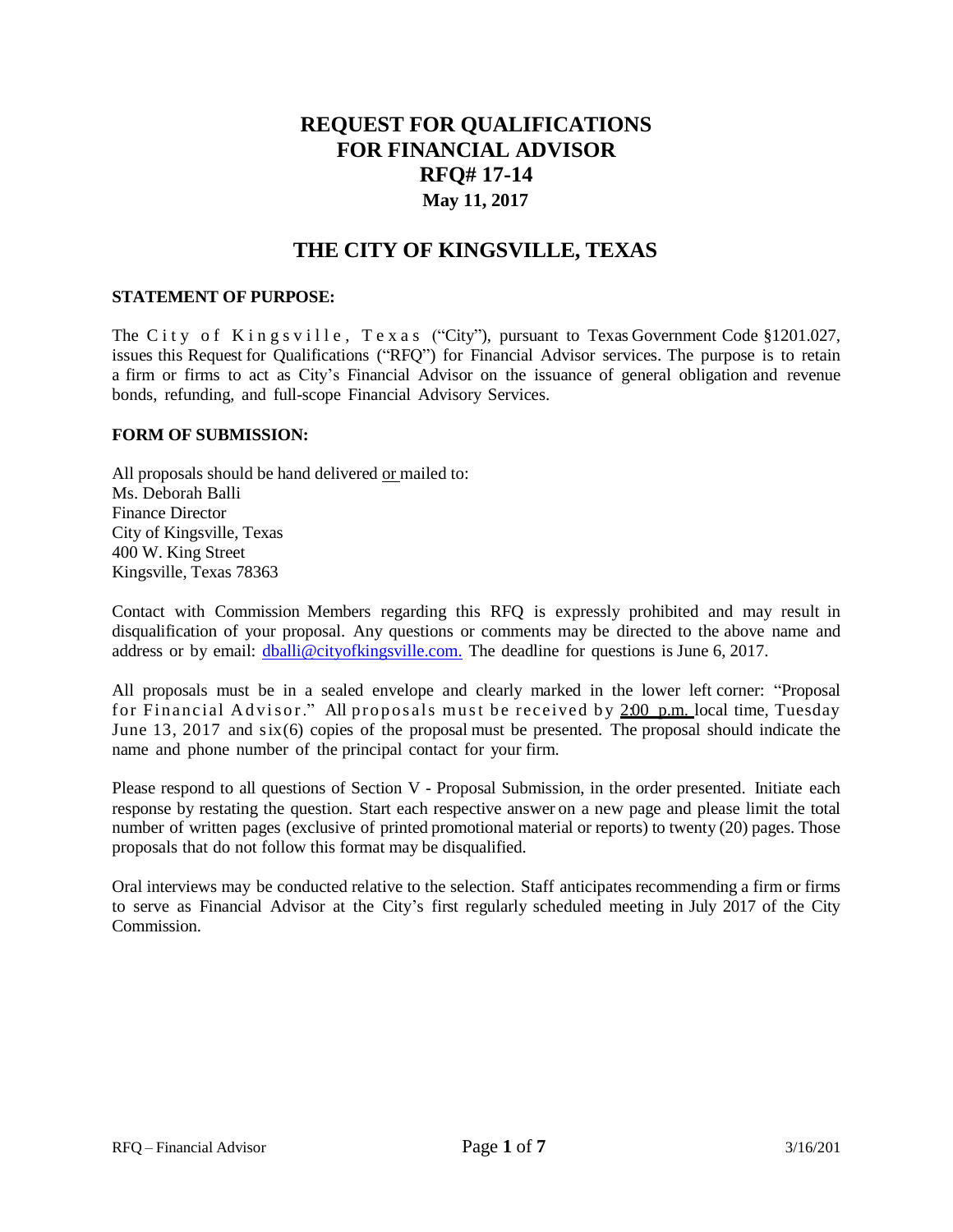# REQUEST FOR QUALIFICATIONS FOR FINANCIAL ADVISOR RFQ# 17-14

**May 11, 2017**

## THE CITY OF KINGSVILLE, TEXAS

**STATEMENT OF PURPOSE:**

The City of Kingsville, Texas ("City"), pursuant to Texas Government Code §1201.027, issues this Request for Qualifications ("RFQ") for Financial Advisor services. The purpose is to retain a firm or firms to act as City's Financial Advisor on the issuance of general obligation and revenue bonds, refunding, and full-scope Financial Advisory Services.

**FORM OF SUBMISSION:**

All proposals should be hand delivered or mailed to:
Ms. Deborah Balli
Finance Director
City of Kingsville, Texas
400 W. King Street
Kingsville, Texas 78363

Contact with Commission Members regarding this RFQ is expressly prohibited and may result in disqualification of your proposal. Any questions or comments may be directed to the above name and address or by email: dballi@cityofkingsville.com. The deadline for questions is June 6, 2017.

All proposals must be in a sealed envelope and clearly marked in the lower left corner: "Proposal for Financial Advisor." All proposals must be received by 2:00 p.m. local time, Tuesday June 13, 2017 and six(6) copies of the proposal must be presented. The proposal should indicate the name and phone number of the principal contact for your firm.

Please respond to all questions of Section V - Proposal Submission, in the order presented. Initiate each response by restating the question. Start each respective answer on a new page and please limit the total number of written pages (exclusive of printed promotional material or reports) to twenty (20) pages. Those proposals that do not follow this format may be disqualified.

Oral interviews may be conducted relative to the selection. Staff anticipates recommending a firm or firms to serve as Financial Advisor at the City's first regularly scheduled meeting in July 2017 of the City Commission.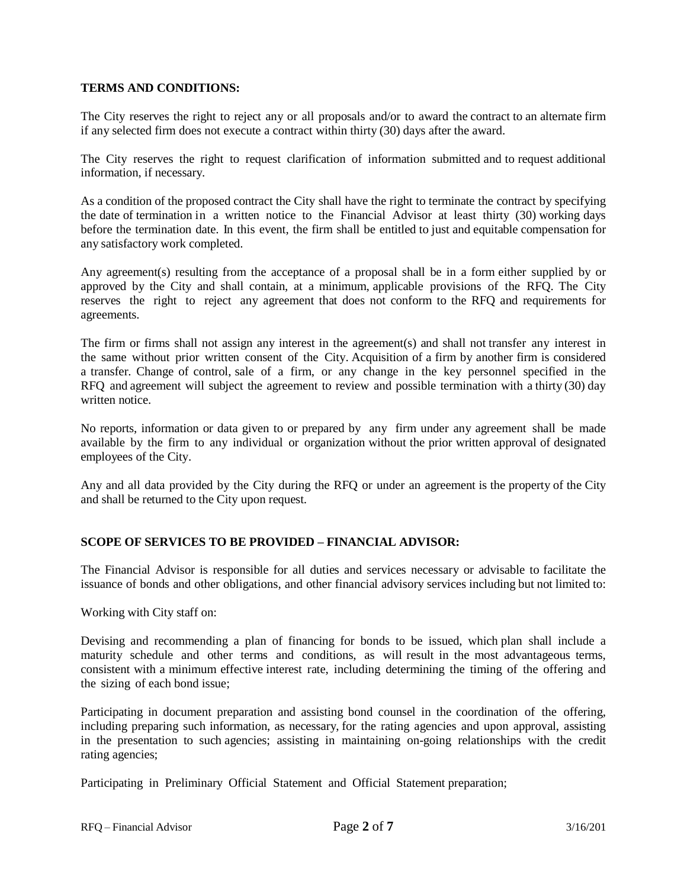**TERMS AND CONDITIONS:**

The City reserves the right to reject any or all proposals and/or to award the contract to an alternate firm if any selected firm does not execute a contract within thirty (30) days after the award.

The City reserves the right to request clarification of information submitted and to request additional information, if necessary.

As a condition of the proposed contract the City shall have the right to terminate the contract by specifying the date of termination in a written notice to the Financial Advisor at least thirty (30) working days before the termination date. In this event, the firm shall be entitled to just and equitable compensation for any satisfactory work completed.

Any agreement(s) resulting from the acceptance of a proposal shall be in a form either supplied by or approved by the City and shall contain, at a minimum, applicable provisions of the RFQ. The City reserves the right to reject any agreement that does not conform to the RFQ and requirements for agreements.

The firm or firms shall not assign any interest in the agreement(s) and shall not transfer any interest in the same without prior written consent of the City. Acquisition of a firm by another firm is considered a transfer. Change of control, sale of a firm, or any change in the key personnel specified in the RFQ and agreement will subject the agreement to review and possible termination with a thirty (30) day written notice.

No reports, information or data given to or prepared by any firm under any agreement shall be made available by the firm to any individual or organization without the prior written approval of designated employees of the City.

Any and all data provided by the City during the RFQ or under an agreement is the property of the City and shall be returned to the City upon request.

**SCOPE OF SERVICES TO BE PROVIDED – FINANCIAL ADVISOR:**

The Financial Advisor is responsible for all duties and services necessary or advisable to facilitate the issuance of bonds and other obligations, and other financial advisory services including but not limited to:

Working with City staff on:

Devising and recommending a plan of financing for bonds to be issued, which plan shall include a maturity schedule and other terms and conditions, as will result in the most advantageous terms, consistent with a minimum effective interest rate, including determining the timing of the offering and the sizing of each bond issue;

Participating in document preparation and assisting bond counsel in the coordination of the offering, including preparing such information, as necessary, for the rating agencies and upon approval, assisting in the presentation to such agencies; assisting in maintaining on-going relationships with the credit rating agencies;

Participating in Preliminary Official Statement and Official Statement preparation;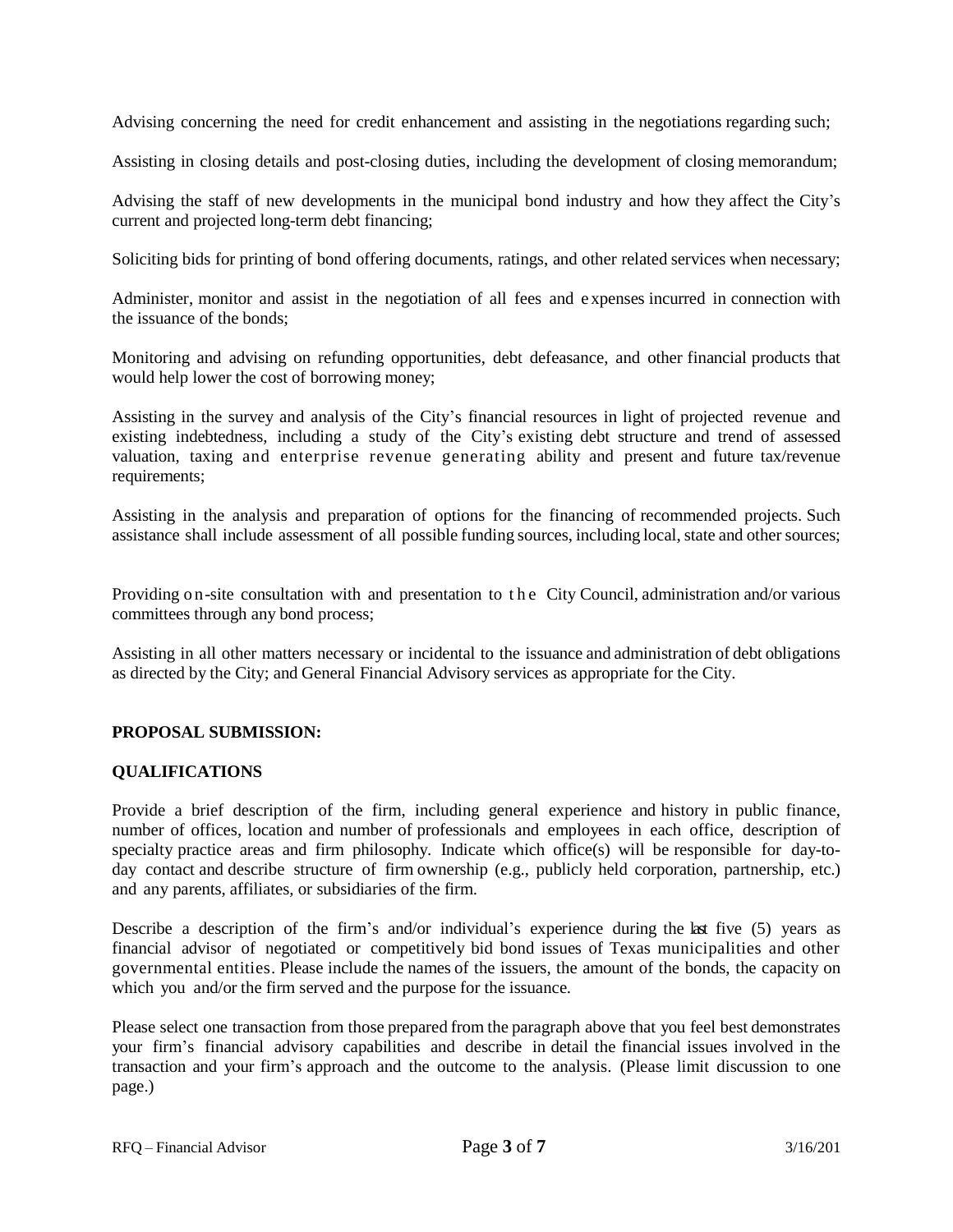Advising concerning the need for credit enhancement and assisting in the negotiations regarding such;

Assisting in closing details and post-closing duties, including the development of closing memorandum;

Advising the staff of new developments in the municipal bond industry and how they affect the City's current and projected long-term debt financing;

Soliciting bids for printing of bond offering documents, ratings, and other related services when necessary;

Administer, monitor and assist in the negotiation of all fees and expenses incurred in connection with the issuance of the bonds;

Monitoring and advising on refunding opportunities, debt defeasance, and other financial products that would help lower the cost of borrowing money;

Assisting in the survey and analysis of the City's financial resources in light of projected revenue and existing indebtedness, including a study of the City's existing debt structure and trend of assessed valuation, taxing and enterprise revenue generating ability and present and future tax/revenue requirements;

Assisting in the analysis and preparation of options for the financing of recommended projects. Such assistance shall include assessment of all possible funding sources, including local, state and other sources;

Providing on-site consultation with and presentation to the City Council, administration and/or various committees through any bond process;

Assisting in all other matters necessary or incidental to the issuance and administration of debt obligations as directed by the City; and General Financial Advisory services as appropriate for the City.

**PROPOSAL SUBMISSION:**

**QUALIFICATIONS**

Provide a brief description of the firm, including general experience and history in public finance, number of offices, location and number of professionals and employees in each office, description of specialty practice areas and firm philosophy. Indicate which office(s) will be responsible for day-to-day contact and describe structure of firm ownership (e.g., publicly held corporation, partnership, etc.) and any parents, affiliates, or subsidiaries of the firm.

Describe a description of the firm's and/or individual's experience during the last five (5) years as financial advisor of negotiated or competitively bid bond issues of Texas municipalities and other governmental entities. Please include the names of the issuers, the amount of the bonds, the capacity on which you and/or the firm served and the purpose for the issuance.

Please select one transaction from those prepared from the paragraph above that you feel best demonstrates your firm's financial advisory capabilities and describe in detail the financial issues involved in the transaction and your firm's approach and the outcome to the analysis. (Please limit discussion to one page.)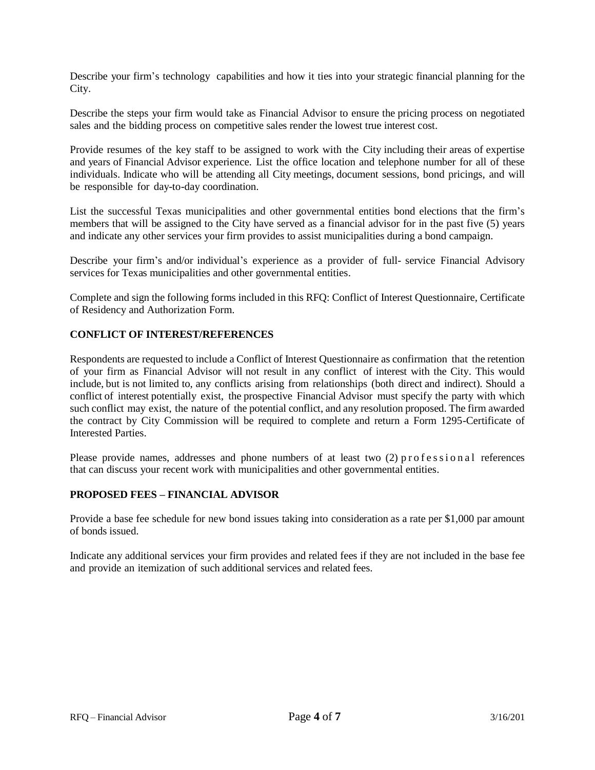Describe your firm's technology capabilities and how it ties into your strategic financial planning for the City.

Describe the steps your firm would take as Financial Advisor to ensure the pricing process on negotiated sales and the bidding process on competitive sales render the lowest true interest cost.

Provide resumes of the key staff to be assigned to work with the City including their areas of expertise and years of Financial Advisor experience. List the office location and telephone number for all of these individuals. Indicate who will be attending all City meetings, document sessions, bond pricings, and will be responsible for day-to-day coordination.

List the successful Texas municipalities and other governmental entities bond elections that the firm's members that will be assigned to the City have served as a financial advisor for in the past five (5) years and indicate any other services your firm provides to assist municipalities during a bond campaign.

Describe your firm's and/or individual's experience as a provider of full- service Financial Advisory services for Texas municipalities and other governmental entities.

Complete and sign the following forms included in this RFQ: Conflict of Interest Questionnaire, Certificate of Residency and Authorization Form.

**CONFLICT OF INTEREST/REFERENCES**

Respondents are requested to include a Conflict of Interest Questionnaire as confirmation that the retention of your firm as Financial Advisor will not result in any conflict of interest with the City. This would include, but is not limited to, any conflicts arising from relationships (both direct and indirect). Should a conflict of interest potentially exist, the prospective Financial Advisor must specify the party with which such conflict may exist, the nature of the potential conflict, and any resolution proposed. The firm awarded the contract by City Commission will be required to complete and return a Form 1295-Certificate of Interested Parties.

Please provide names, addresses and phone numbers of at least two (2) professional references that can discuss your recent work with municipalities and other governmental entities.

**PROPOSED FEES – FINANCIAL ADVISOR**

Provide a base fee schedule for new bond issues taking into consideration as a rate per $1,000 par amount of bonds issued.

Indicate any additional services your firm provides and related fees if they are not included in the base fee and provide an itemization of such additional services and related fees.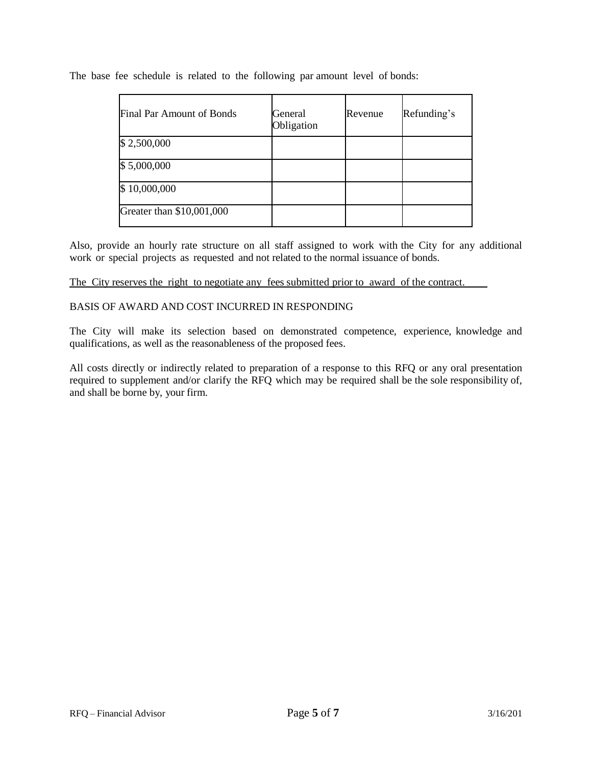The base fee schedule is related to the following par amount level of bonds:

| Final Par Amount of Bonds | General Obligation | Revenue | Refunding's |
| --- | --- | --- | --- |
| $ 2,500,000 | | | |
| $ 5,000,000 | | | |
| $ 10,000,000 | | | |
| Greater than $10,001,000 | | | |

Also, provide an hourly rate structure on all staff assigned to work with the City for any additional work or special projects as requested and not related to the normal issuance of bonds.

<u>The City reserves the right to negotiate any fees submitted prior to award of the contract.</u>

BASIS OF AWARD AND COST INCURRED IN RESPONDING

The City will make its selection based on demonstrated competence, experience, knowledge and qualifications, as well as the reasonableness of the proposed fees.

All costs directly or indirectly related to preparation of a response to this RFQ or any oral presentation required to supplement and/or clarify the RFQ which may be required shall be the sole responsibility of, and shall be borne by, your firm.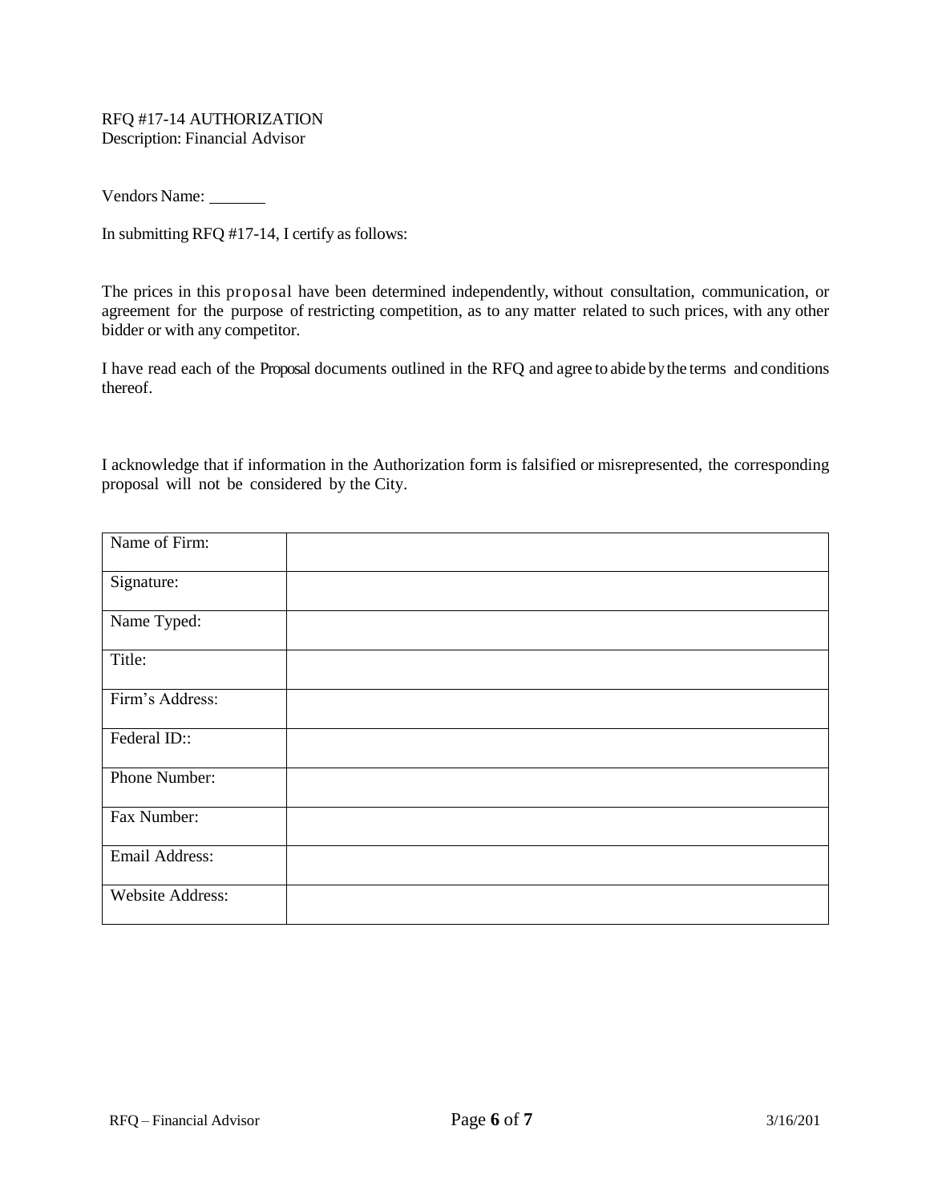RFQ #17-14 AUTHORIZATION
Description: Financial Advisor

Vendors Name: _______

In submitting RFQ #17-14, I certify as follows:

The prices in this proposal have been determined independently, without consultation, communication, or agreement for the purpose of restricting competition, as to any matter related to such prices, with any other bidder or with any competitor.

I have read each of the Proposal documents outlined in the RFQ and agree to abide by the terms and conditions thereof.

I acknowledge that if information in the Authorization form is falsified or misrepresented, the corresponding proposal will not be considered by the City.

| Name of Firm: | |
|---|---|
| Signature: | |
| Name Typed: | |
| Title: | |
| Firm's Address: | |
| Federal ID:: | |
| Phone Number: | |
| Fax Number: | |
| Email Address: | |
| Website Address: | |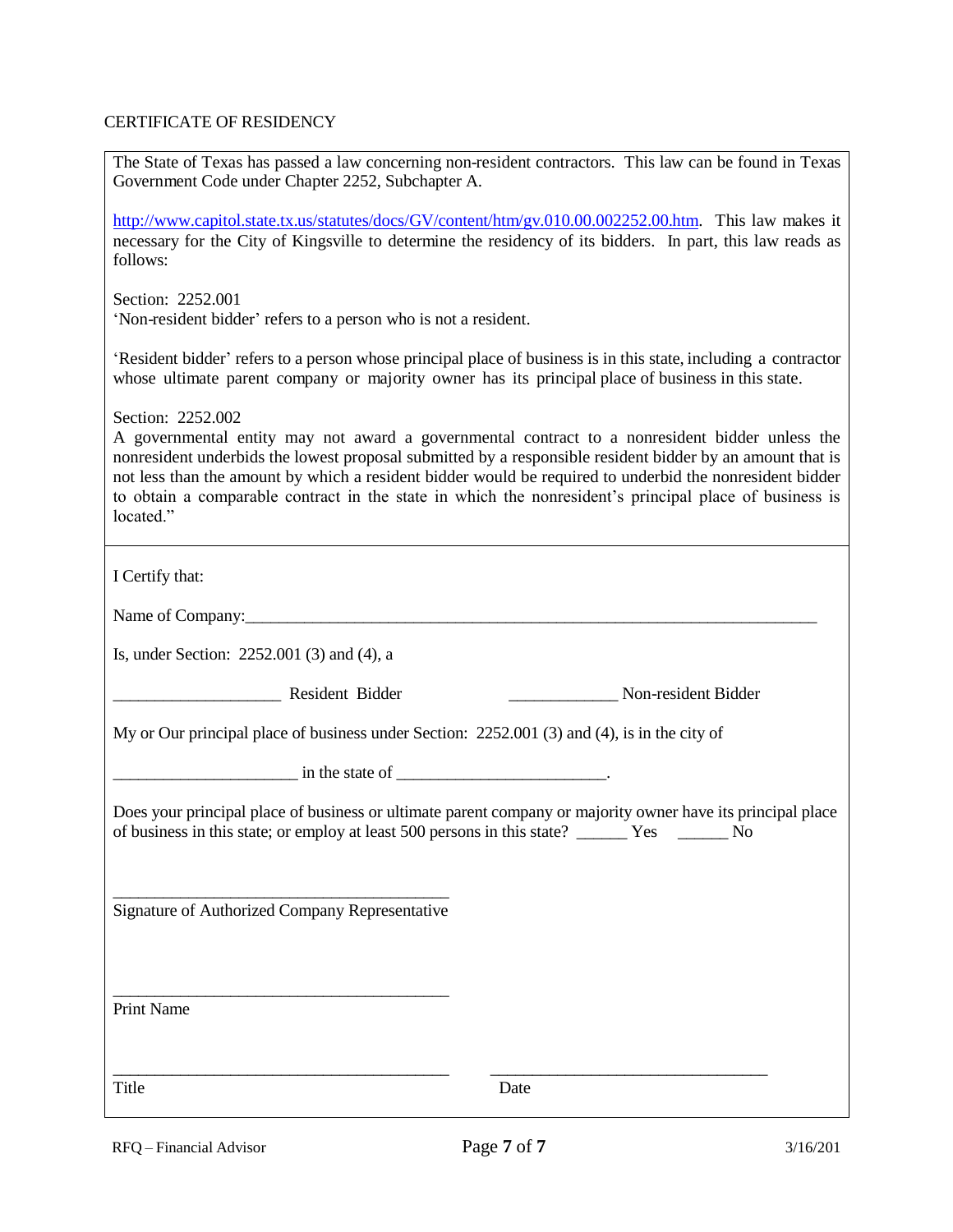CERTIFICATE OF RESIDENCY

The State of Texas has passed a law concerning non-resident contractors. This law can be found in Texas Government Code under Chapter 2252, Subchapter A.

http://www.capitol.state.tx.us/statutes/docs/GV/content/htm/gv.010.00.002252.00.htm. This law makes it necessary for the City of Kingsville to determine the residency of its bidders. In part, this law reads as follows:

Section: 2252.001
'Non-resident bidder' refers to a person who is not a resident.

'Resident bidder' refers to a person whose principal place of business is in this state, including a contractor whose ultimate parent company or majority owner has its principal place of business in this state.

Section: 2252.002
A governmental entity may not award a governmental contract to a nonresident bidder unless the nonresident underbids the lowest proposal submitted by a responsible resident bidder by an amount that is not less than the amount by which a resident bidder would be required to underbid the nonresident bidder to obtain a comparable contract in the state in which the nonresident's principal place of business is located."

---

I Certify that:

Name of Company:___________________________________________________________________

Is, under Section: 2252.001 (3) and (4), a

___________________ Resident Bidder ____________ Non-resident Bidder

My or Our principal place of business under Section: 2252.001 (3) and (4), is in the city of

_____________________ in the state of _______________________.

Does your principal place of business or ultimate parent company or majority owner have its principal place of business in this state; or employ at least 500 persons in this state? ______ Yes ______ No

_______________________________________
Signature of Authorized Company Representative

_______________________________________
Print Name

_______________________________________ ________________________________
Title Date